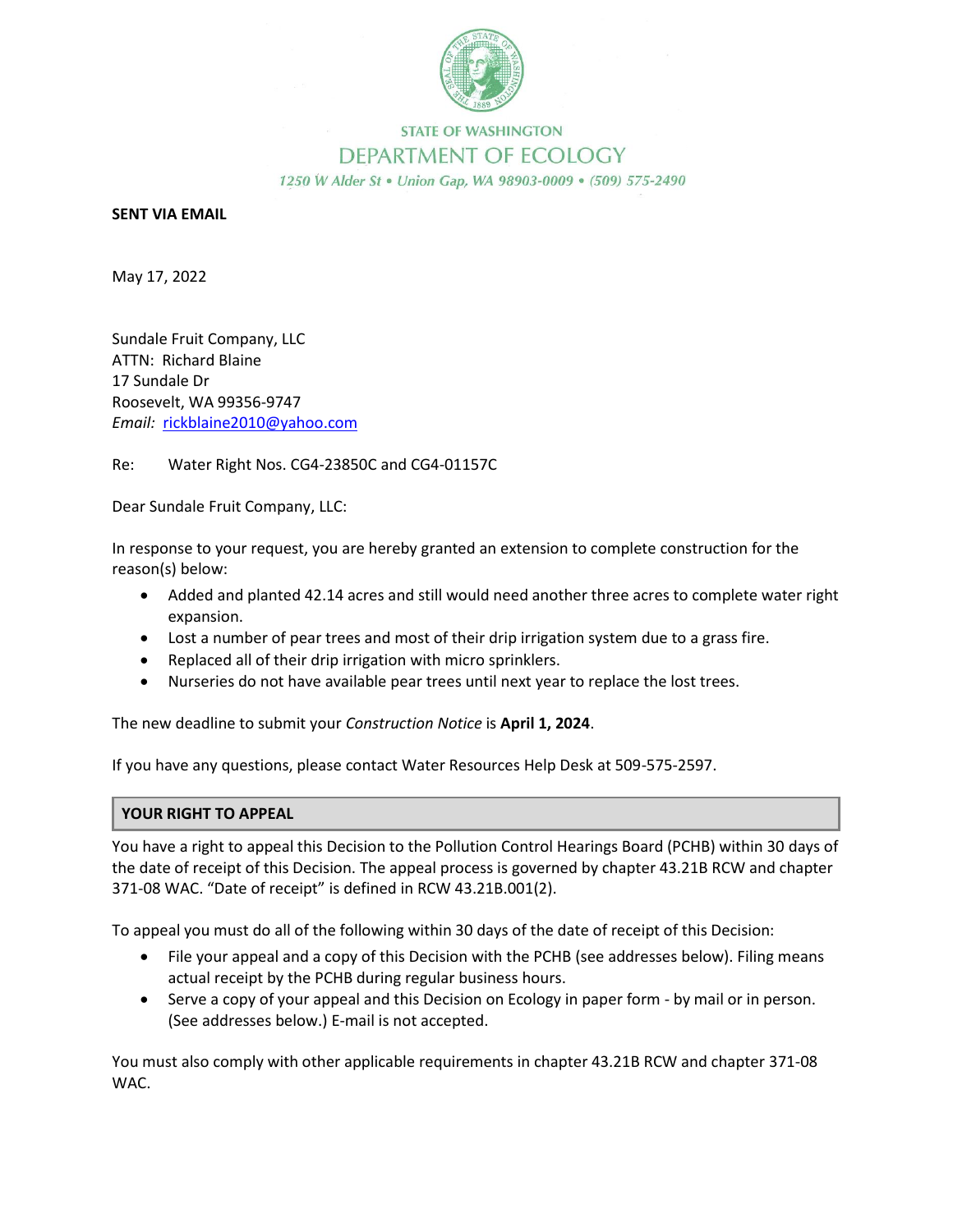STATE OF WASHINGTON

DEPARTMENT OF ECOLOGY

*1250 W Alder St • Union Gap, WA 98903-0009 • (509) 575-2490*

**SENT VIA EMAIL**

May 17, 2022

Sundale Fruit Company, LLC
ATTN: Richard Blaine
17 Sundale Dr
Roosevelt, WA 99356-9747
*Email:* rickblaine2010@yahoo.com

Re: Water Right Nos. CG4-23850C and CG4-01157C

Dear Sundale Fruit Company, LLC:

In response to your request, you are hereby granted an extension to complete construction for the reason(s) below:

- Added and planted 42.14 acres and still would need another three acres to complete water right expansion.
- Lost a number of pear trees and most of their drip irrigation system due to a grass fire.
- Replaced all of their drip irrigation with micro sprinklers.
- Nurseries do not have available pear trees until next year to replace the lost trees.

The new deadline to submit your *Construction Notice* is **April 1, 2024**.

If you have any questions, please contact Water Resources Help Desk at 509-575-2597.

## YOUR RIGHT TO APPEAL

You have a right to appeal this Decision to the Pollution Control Hearings Board (PCHB) within 30 days of the date of receipt of this Decision. The appeal process is governed by chapter 43.21B RCW and chapter 371-08 WAC. "Date of receipt" is defined in RCW 43.21B.001(2).

To appeal you must do all of the following within 30 days of the date of receipt of this Decision:

- File your appeal and a copy of this Decision with the PCHB (see addresses below). Filing means actual receipt by the PCHB during regular business hours.
- Serve a copy of your appeal and this Decision on Ecology in paper form - by mail or in person. (See addresses below.) E-mail is not accepted.

You must also comply with other applicable requirements in chapter 43.21B RCW and chapter 371-08 WAC.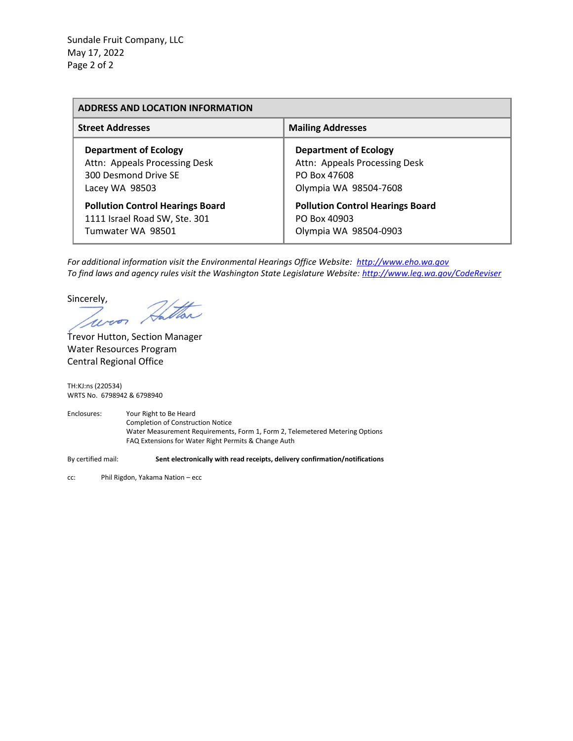| ADDRESS AND LOCATION INFORMATION | |
|---|---|
| **Street Addresses** | **Mailing Addresses** |
| **Department of Ecology**<br>Attn: Appeals Processing Desk<br>300 Desmond Drive SE<br>Lacey WA 98503 | **Department of Ecology**<br>Attn: Appeals Processing Desk<br>PO Box 47608<br>Olympia WA 98504-7608 |
| **Pollution Control Hearings Board**<br>1111 Israel Road SW, Ste. 301<br>Tumwater WA 98501 | **Pollution Control Hearings Board**<br>PO Box 40903<br>Olympia WA 98504-0903 |

*For additional information visit the Environmental Hearings Office Website: http://www.eho.wa.gov*
*To find laws and agency rules visit the Washington State Legislature Website: http://www.leg.wa.gov/CodeReviser*

Sincerely,

Trevor Hutton, Section Manager
Water Resources Program
Central Regional Office

TH:KJ:ns (220534)
WRTS No. 6798942 & 6798940

Enclosures: Your Right to Be Heard
Completion of Construction Notice
Water Measurement Requirements, Form 1, Form 2, Telemetered Metering Options
FAQ Extensions for Water Right Permits & Change Auth

By certified mail: **Sent electronically with read receipts, delivery confirmation/notifications**

cc: Phil Rigdon, Yakama Nation – ecc